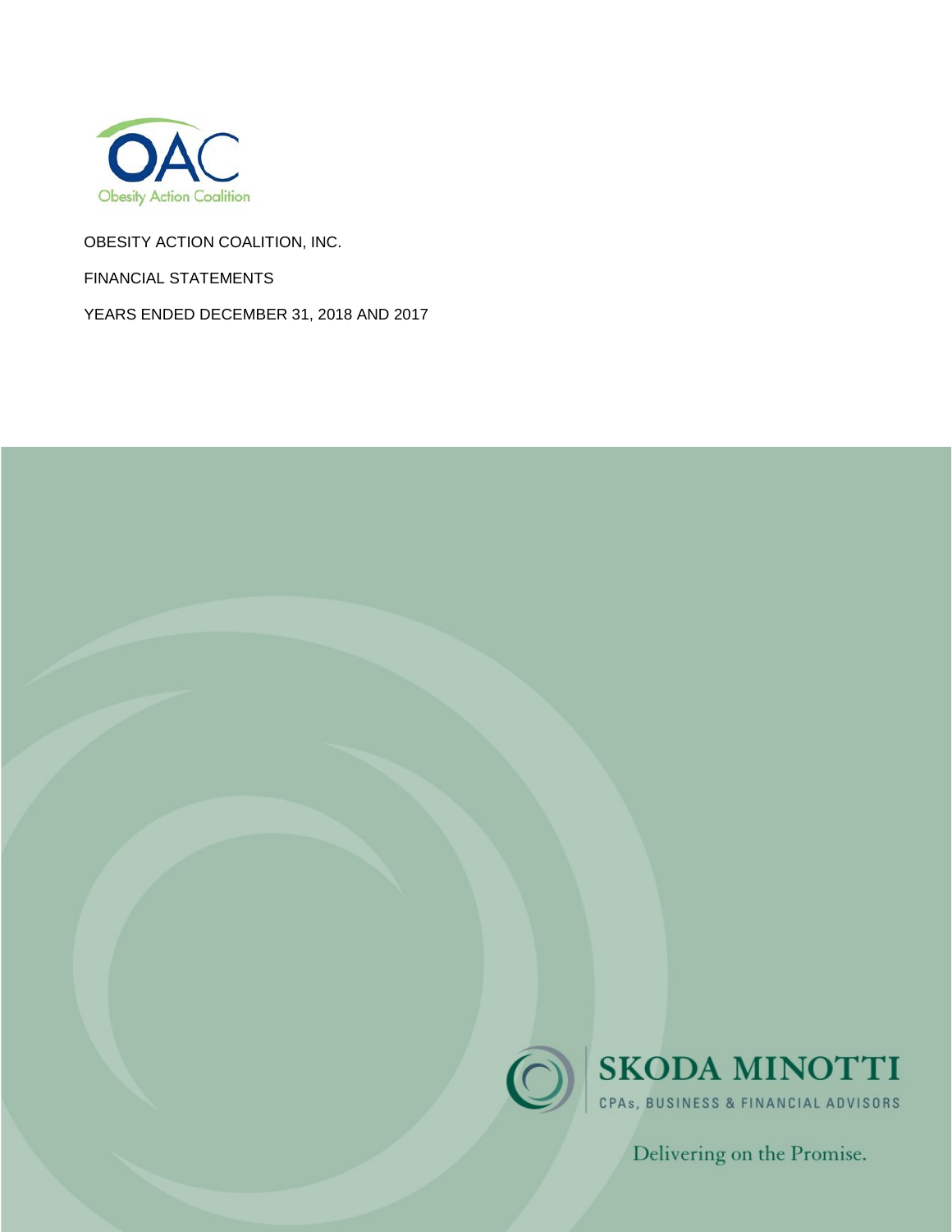OAC

Obesity Action Coalition

OBESITY ACTION COALITION, INC.

FINANCIAL STATEMENTS

YEARS ENDED DECEMBER 31, 2018 AND 2017

SKODA MINOTTI

CPAs, BUSINESS & FINANCIAL ADVISORS

Delivering on the Promise.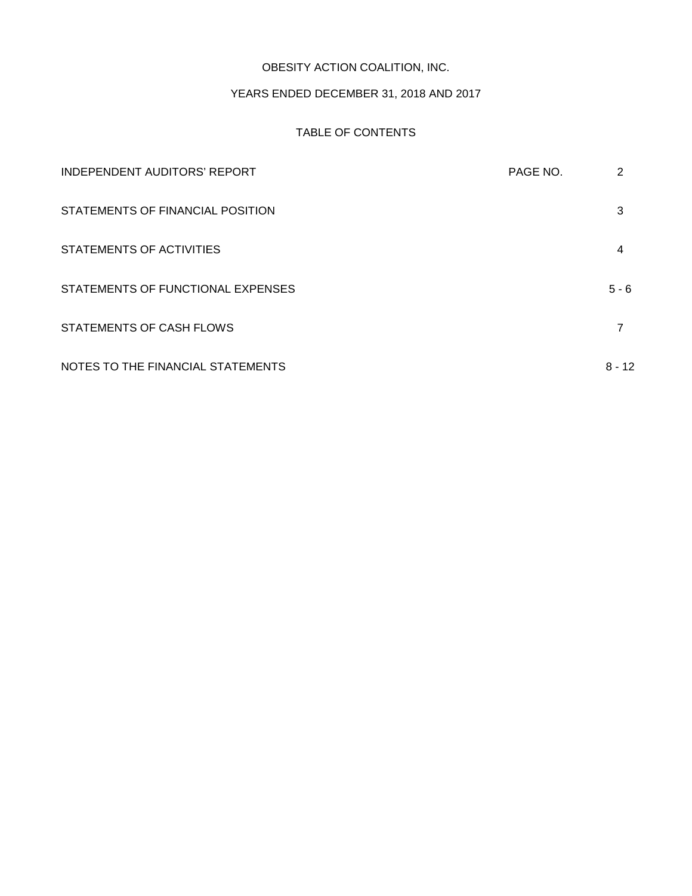# OBESITY ACTION COALITION, INC.

## YEARS ENDED DECEMBER 31, 2018 AND 2017

### TABLE OF CONTENTS

| | PAGE NO. |
|---|---|
| INDEPENDENT AUDITORS' REPORT | 2 |
| STATEMENTS OF FINANCIAL POSITION | 3 |
| STATEMENTS OF ACTIVITIES | 4 |
| STATEMENTS OF FUNCTIONAL EXPENSES | 5 - 6 |
| STATEMENTS OF CASH FLOWS | 7 |
| NOTES TO THE FINANCIAL STATEMENTS | 8 - 12 |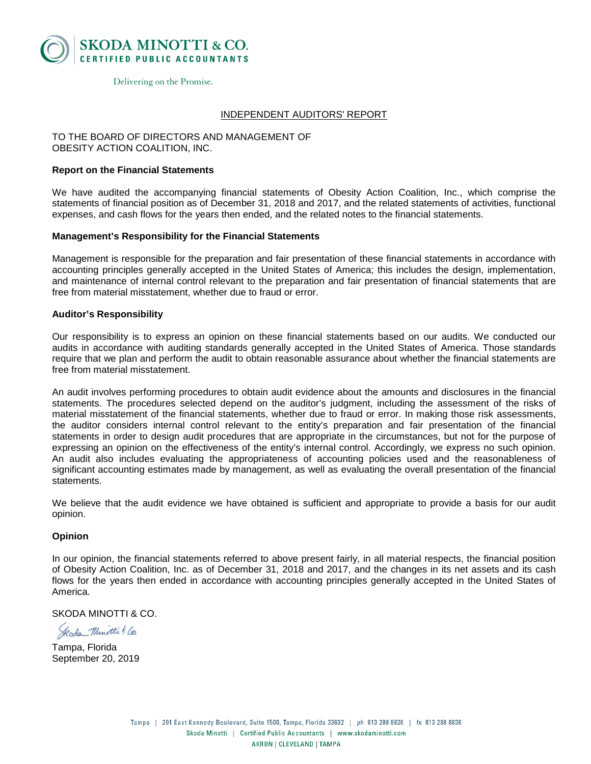SKODA MINOTTI & CO.
CERTIFIED PUBLIC ACCOUNTANTS

Delivering on the Promise.

# INDEPENDENT AUDITORS' REPORT

TO THE BOARD OF DIRECTORS AND MANAGEMENT OF
OBESITY ACTION COALITION, INC.

**Report on the Financial Statements**

We have audited the accompanying financial statements of Obesity Action Coalition, Inc., which comprise the statements of financial position as of December 31, 2018 and 2017, and the related statements of activities, functional expenses, and cash flows for the years then ended, and the related notes to the financial statements.

**Management's Responsibility for the Financial Statements**

Management is responsible for the preparation and fair presentation of these financial statements in accordance with accounting principles generally accepted in the United States of America; this includes the design, implementation, and maintenance of internal control relevant to the preparation and fair presentation of financial statements that are free from material misstatement, whether due to fraud or error.

**Auditor's Responsibility**

Our responsibility is to express an opinion on these financial statements based on our audits. We conducted our audits in accordance with auditing standards generally accepted in the United States of America. Those standards require that we plan and perform the audit to obtain reasonable assurance about whether the financial statements are free from material misstatement.

An audit involves performing procedures to obtain audit evidence about the amounts and disclosures in the financial statements. The procedures selected depend on the auditor's judgment, including the assessment of the risks of material misstatement of the financial statements, whether due to fraud or error. In making those risk assessments, the auditor considers internal control relevant to the entity's preparation and fair presentation of the financial statements in order to design audit procedures that are appropriate in the circumstances, but not for the purpose of expressing an opinion on the effectiveness of the entity's internal control. Accordingly, we express no such opinion. An audit also includes evaluating the appropriateness of accounting policies used and the reasonableness of significant accounting estimates made by management, as well as evaluating the overall presentation of the financial statements.

We believe that the audit evidence we have obtained is sufficient and appropriate to provide a basis for our audit opinion.

**Opinion**

In our opinion, the financial statements referred to above present fairly, in all material respects, the financial position of Obesity Action Coalition, Inc. as of December 31, 2018 and 2017, and the changes in its net assets and its cash flows for the years then ended in accordance with accounting principles generally accepted in the United States of America.

SKODA MINOTTI & CO.

Skoda Minotti & Co.

Tampa, Florida
September 20, 2019

Tampa | 201 East Kennedy Boulevard, Suite 1500, Tampa, Florida 33602 | ph 813 288 8826 | fx 813 288 8836
Skoda Minotti | Certified Public Accountants | www.skodaminotti.com
AKRON | CLEVELAND | TAMPA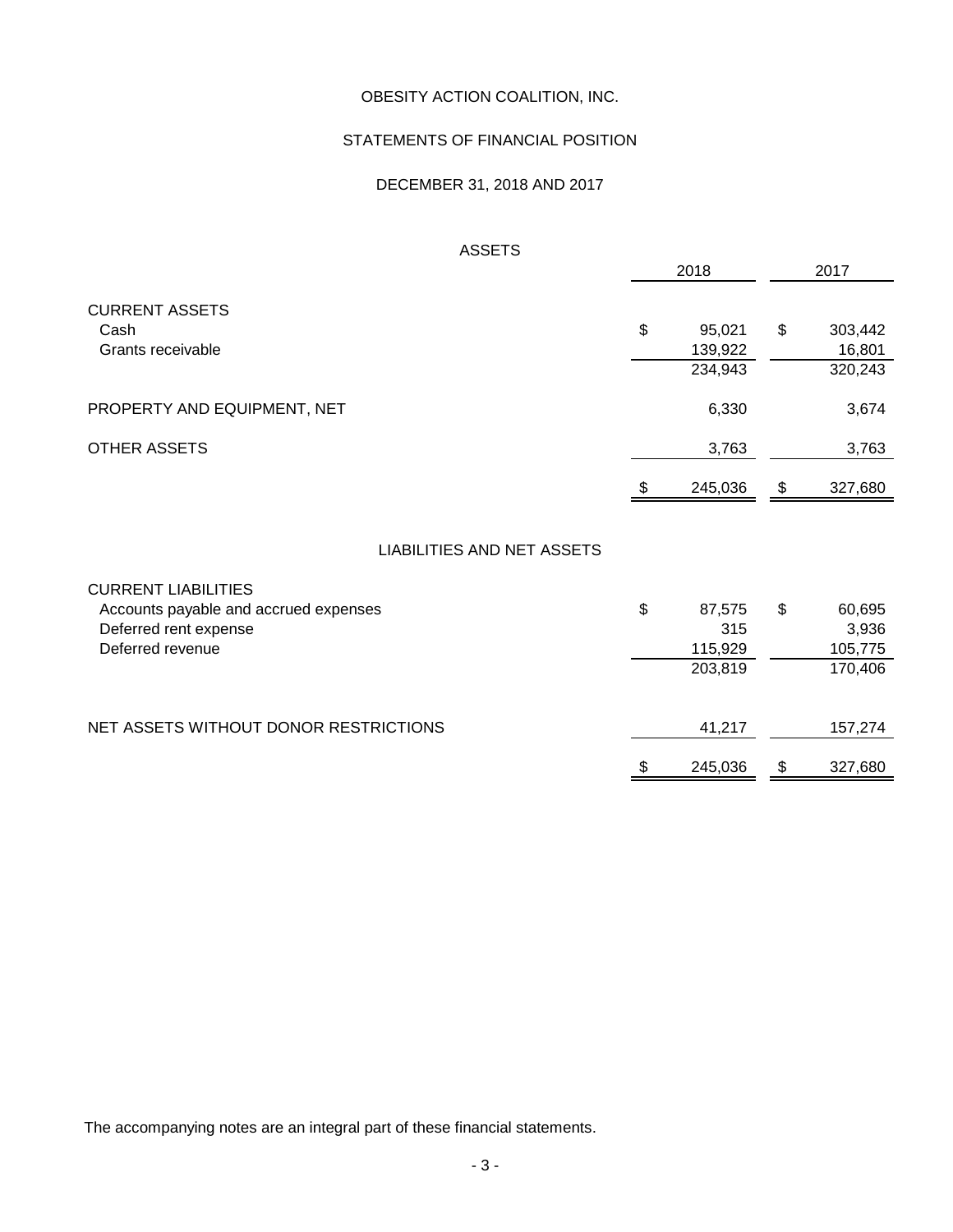# OBESITY ACTION COALITION, INC.

## STATEMENTS OF FINANCIAL POSITION

### DECEMBER 31, 2018 AND 2017

#### ASSETS

| | 2018 | 2017 |
|---|---|---|
| **CURRENT ASSETS** | | |
| Cash | $ 95,021 | $ 303,442 |
| Grants receivable | 139,922 | 16,801 |
| | 234,943 | 320,243 |
| PROPERTY AND EQUIPMENT, NET | 6,330 | 3,674 |
| OTHER ASSETS | 3,763 | 3,763 |
| | $ 245,036 | $ 327,680 |

#### LIABILITIES AND NET ASSETS

| | 2018 | 2017 |
|---|---|---|
| **CURRENT LIABILITIES** | | |
| Accounts payable and accrued expenses | $ 87,575 | $ 60,695 |
| Deferred rent expense | 315 | 3,936 |
| Deferred revenue | 115,929 | 105,775 |
| | 203,819 | 170,406 |
| NET ASSETS WITHOUT DONOR RESTRICTIONS | 41,217 | 157,274 |
| | $ 245,036 | $ 327,680 |

The accompanying notes are an integral part of these financial statements.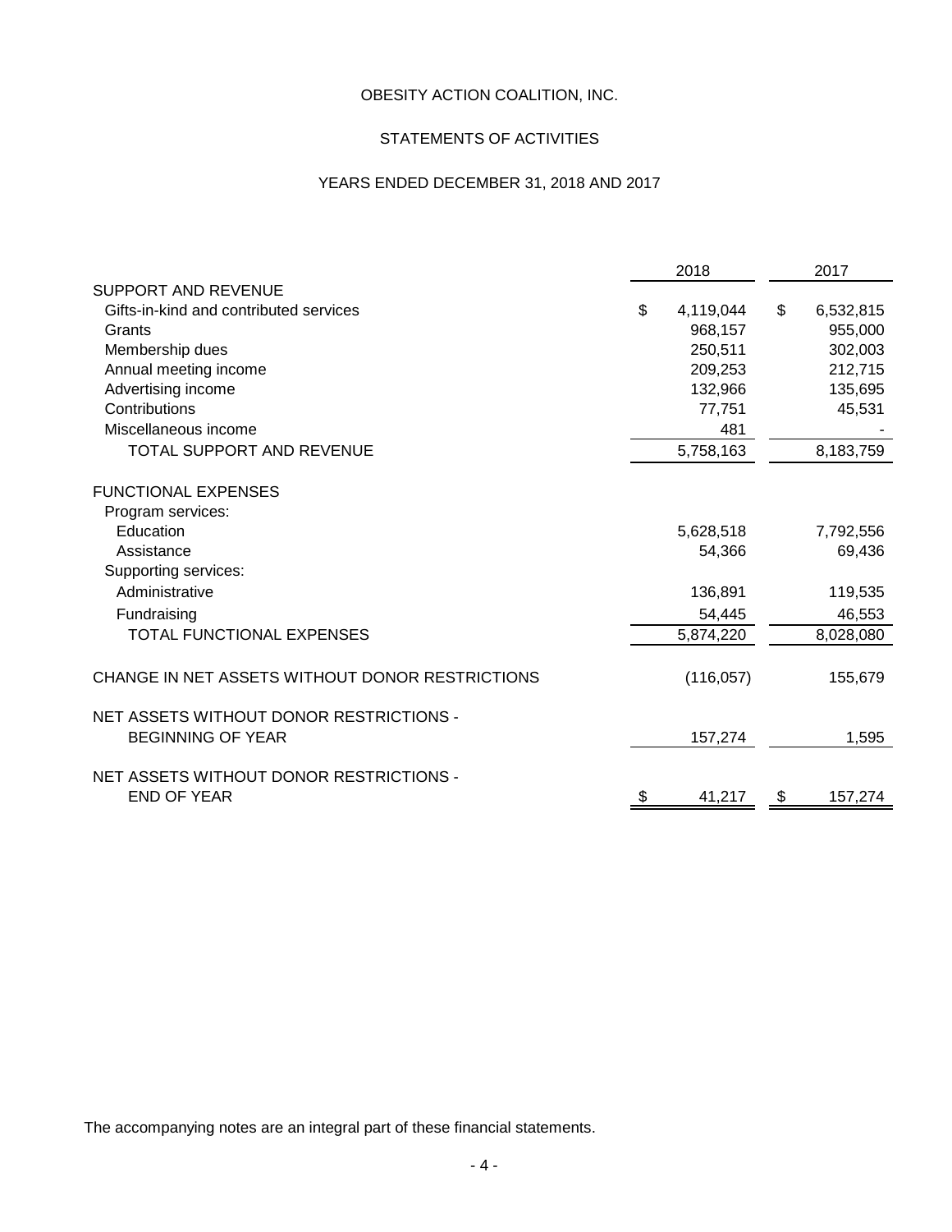# OBESITY ACTION COALITION, INC.

## STATEMENTS OF ACTIVITIES

### YEARS ENDED DECEMBER 31, 2018 AND 2017

| | 2018 | 2017 |
|---|---|---|
| SUPPORT AND REVENUE | | |
| Gifts-in-kind and contributed services | $ 4,119,044 | $ 6,532,815 |
| Grants | 968,157 | 955,000 |
| Membership dues | 250,511 | 302,003 |
| Annual meeting income | 209,253 | 212,715 |
| Advertising income | 132,966 | 135,695 |
| Contributions | 77,751 | 45,531 |
| Miscellaneous income | 481 | - |
| TOTAL SUPPORT AND REVENUE | 5,758,163 | 8,183,759 |
| FUNCTIONAL EXPENSES | | |
| Program services: | | |
| Education | 5,628,518 | 7,792,556 |
| Assistance | 54,366 | 69,436 |
| Supporting services: | | |
| Administrative | 136,891 | 119,535 |
| Fundraising | 54,445 | 46,553 |
| TOTAL FUNCTIONAL EXPENSES | 5,874,220 | 8,028,080 |
| CHANGE IN NET ASSETS WITHOUT DONOR RESTRICTIONS | (116,057) | 155,679 |
| NET ASSETS WITHOUT DONOR RESTRICTIONS - BEGINNING OF YEAR | 157,274 | 1,595 |
| NET ASSETS WITHOUT DONOR RESTRICTIONS - END OF YEAR | $ 41,217 | $ 157,274 |

The accompanying notes are an integral part of these financial statements.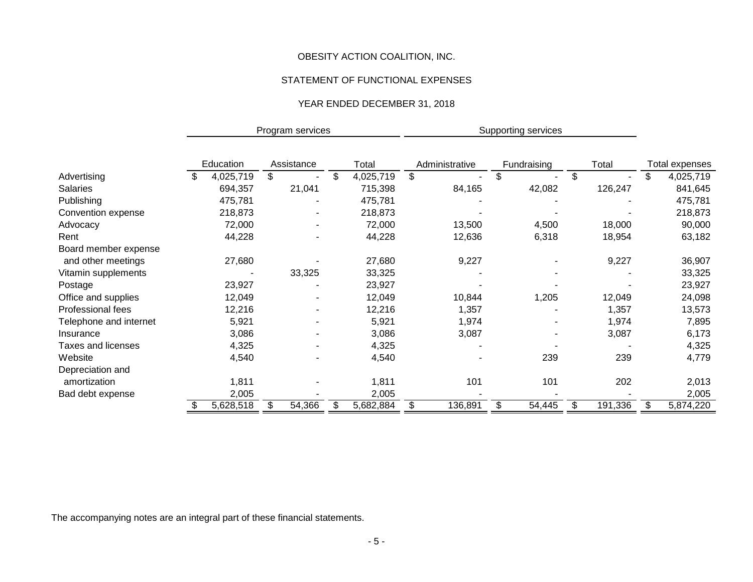OBESITY ACTION COALITION, INC.

STATEMENT OF FUNCTIONAL EXPENSES

YEAR ENDED DECEMBER 31, 2018

| | Program services | | | Supporting services | | | |
|---|---|---|---|---|---|---|---|
| | Education | Assistance | Total | Administrative | Fundraising | Total | Total expenses |
| Advertising | $ 4,025,719 | $ - | $ 4,025,719 | $ - | $ - | $ - | $ 4,025,719 |
| Salaries | 694,357 | 21,041 | 715,398 | 84,165 | 42,082 | 126,247 | 841,645 |
| Publishing | 475,781 | - | 475,781 | - | - | - | 475,781 |
| Convention expense | 218,873 | - | 218,873 | - | - | - | 218,873 |
| Advocacy | 72,000 | - | 72,000 | 13,500 | 4,500 | 18,000 | 90,000 |
| Rent | 44,228 | - | 44,228 | 12,636 | 6,318 | 18,954 | 63,182 |
| Board member expense and other meetings | 27,680 | - | 27,680 | 9,227 | - | 9,227 | 36,907 |
| Vitamin supplements | - | 33,325 | 33,325 | - | - | - | 33,325 |
| Postage | 23,927 | - | 23,927 | - | - | - | 23,927 |
| Office and supplies | 12,049 | - | 12,049 | 10,844 | 1,205 | 12,049 | 24,098 |
| Professional fees | 12,216 | - | 12,216 | 1,357 | - | 1,357 | 13,573 |
| Telephone and internet | 5,921 | - | 5,921 | 1,974 | - | 1,974 | 7,895 |
| Insurance | 3,086 | - | 3,086 | 3,087 | - | 3,087 | 6,173 |
| Taxes and licenses | 4,325 | - | 4,325 | - | - | - | 4,325 |
| Website | 4,540 | - | 4,540 | - | 239 | 239 | 4,779 |
| Depreciation and amortization | 1,811 | - | 1,811 | 101 | 101 | 202 | 2,013 |
| Bad debt expense | 2,005 | - | 2,005 | - | - | - | 2,005 |
| | $ 5,628,518 | $ 54,366 | $ 5,682,884 | $ 136,891 | $ 54,445 | $ 191,336 | $ 5,874,220 |

The accompanying notes are an integral part of these financial statements.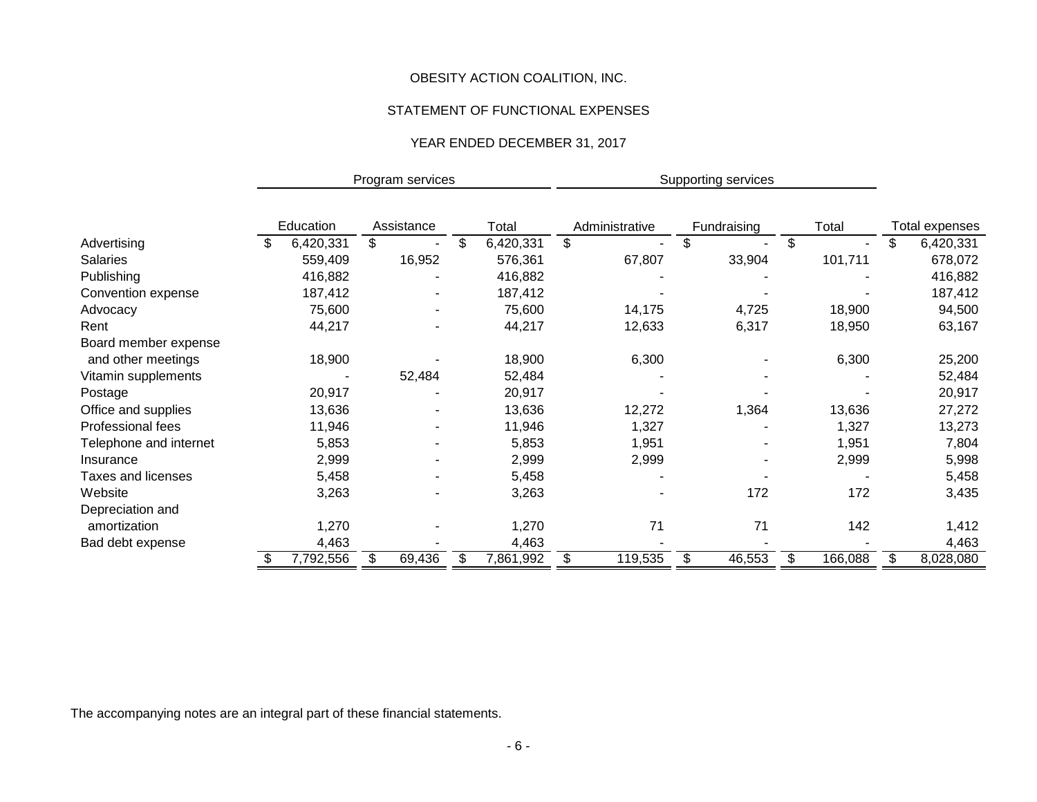OBESITY ACTION COALITION, INC.

STATEMENT OF FUNCTIONAL EXPENSES

YEAR ENDED DECEMBER 31, 2017

| | Program services | | | Supporting services | | | |
|---|---|---|---|---|---|---|---|
| | Education | Assistance | Total | Administrative | Fundraising | Total | Total expenses |
| Advertising | $ 6,420,331 | $ - | $ 6,420,331 | $ - | $ - | $ - | $ 6,420,331 |
| Salaries | 559,409 | 16,952 | 576,361 | 67,807 | 33,904 | 101,711 | 678,072 |
| Publishing | 416,882 | - | 416,882 | - | - | - | 416,882 |
| Convention expense | 187,412 | - | 187,412 | - | - | - | 187,412 |
| Advocacy | 75,600 | - | 75,600 | 14,175 | 4,725 | 18,900 | 94,500 |
| Rent | 44,217 | - | 44,217 | 12,633 | 6,317 | 18,950 | 63,167 |
| Board member expense and other meetings | 18,900 | - | 18,900 | 6,300 | - | 6,300 | 25,200 |
| Vitamin supplements | - | 52,484 | 52,484 | - | - | - | 52,484 |
| Postage | 20,917 | - | 20,917 | - | - | - | 20,917 |
| Office and supplies | 13,636 | - | 13,636 | 12,272 | 1,364 | 13,636 | 27,272 |
| Professional fees | 11,946 | - | 11,946 | 1,327 | - | 1,327 | 13,273 |
| Telephone and internet | 5,853 | - | 5,853 | 1,951 | - | 1,951 | 7,804 |
| Insurance | 2,999 | - | 2,999 | 2,999 | - | 2,999 | 5,998 |
| Taxes and licenses | 5,458 | - | 5,458 | - | - | - | 5,458 |
| Website | 3,263 | - | 3,263 | - | 172 | 172 | 3,435 |
| Depreciation and amortization | 1,270 | - | 1,270 | 71 | 71 | 142 | 1,412 |
| Bad debt expense | 4,463 | - | 4,463 | - | - | - | 4,463 |
| | $ 7,792,556 | $ 69,436 | $ 7,861,992 | $ 119,535 | $ 46,553 | $ 166,088 | $ 8,028,080 |

The accompanying notes are an integral part of these financial statements.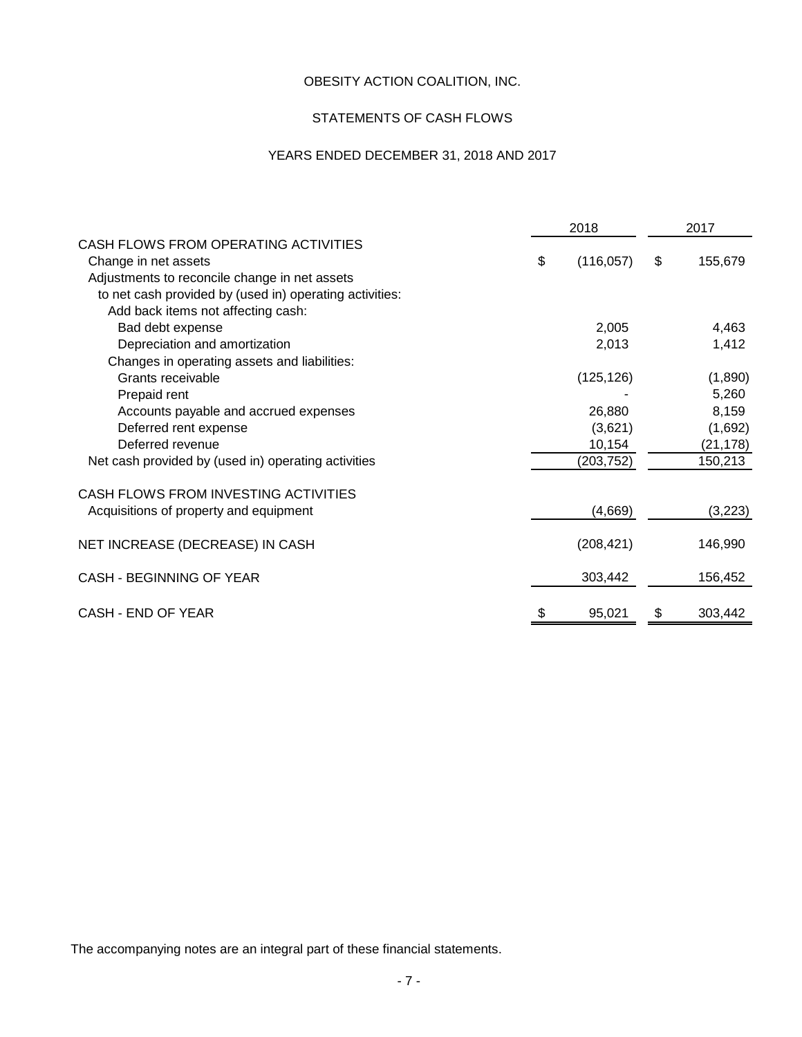# OBESITY ACTION COALITION, INC.

## STATEMENTS OF CASH FLOWS

### YEARS ENDED DECEMBER 31, 2018 AND 2017

| | 2018 | 2017 |
|---|---|---|
| CASH FLOWS FROM OPERATING ACTIVITIES | | |
| Change in net assets | $ (116,057) | $ 155,679 |
| Adjustments to reconcile change in net assets to net cash provided by (used in) operating activities: | | |
| Add back items not affecting cash: | | |
| Bad debt expense | 2,005 | 4,463 |
| Depreciation and amortization | 2,013 | 1,412 |
| Changes in operating assets and liabilities: | | |
| Grants receivable | (125,126) | (1,890) |
| Prepaid rent | - | 5,260 |
| Accounts payable and accrued expenses | 26,880 | 8,159 |
| Deferred rent expense | (3,621) | (1,692) |
| Deferred revenue | 10,154 | (21,178) |
| Net cash provided by (used in) operating activities | (203,752) | 150,213 |
| CASH FLOWS FROM INVESTING ACTIVITIES | | |
| Acquisitions of property and equipment | (4,669) | (3,223) |
| NET INCREASE (DECREASE) IN CASH | (208,421) | 146,990 |
| CASH - BEGINNING OF YEAR | 303,442 | 156,452 |
| CASH - END OF YEAR | $ 95,021 | $ 303,442 |

The accompanying notes are an integral part of these financial statements.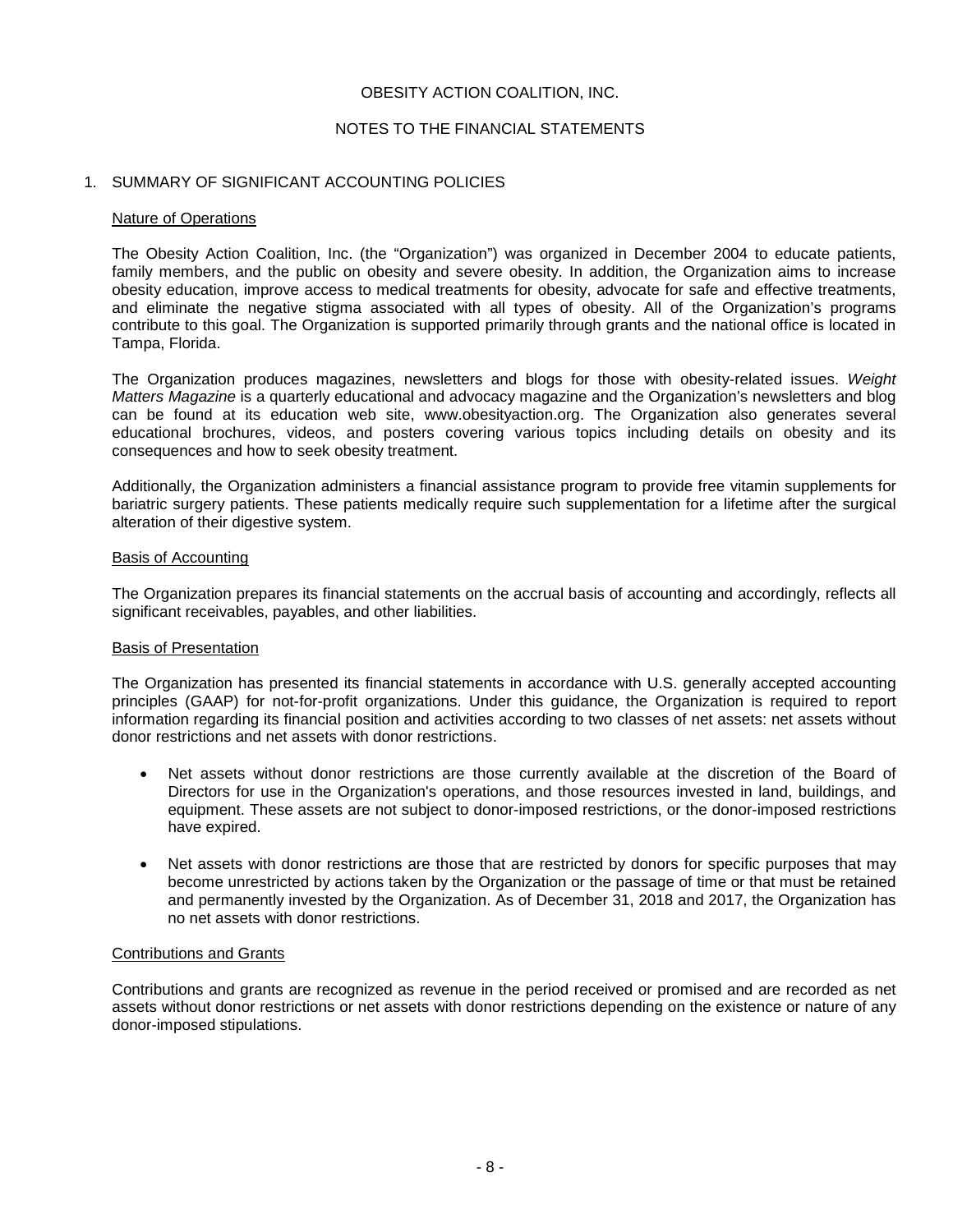OBESITY ACTION COALITION, INC.

NOTES TO THE FINANCIAL STATEMENTS

## 1. SUMMARY OF SIGNIFICANT ACCOUNTING POLICIES

### Nature of Operations

The Obesity Action Coalition, Inc. (the "Organization") was organized in December 2004 to educate patients, family members, and the public on obesity and severe obesity. In addition, the Organization aims to increase obesity education, improve access to medical treatments for obesity, advocate for safe and effective treatments, and eliminate the negative stigma associated with all types of obesity. All of the Organization's programs contribute to this goal. The Organization is supported primarily through grants and the national office is located in Tampa, Florida.

The Organization produces magazines, newsletters and blogs for those with obesity-related issues. *Weight Matters Magazine* is a quarterly educational and advocacy magazine and the Organization's newsletters and blog can be found at its education web site, www.obesityaction.org. The Organization also generates several educational brochures, videos, and posters covering various topics including details on obesity and its consequences and how to seek obesity treatment.

Additionally, the Organization administers a financial assistance program to provide free vitamin supplements for bariatric surgery patients. These patients medically require such supplementation for a lifetime after the surgical alteration of their digestive system.

### Basis of Accounting

The Organization prepares its financial statements on the accrual basis of accounting and accordingly, reflects all significant receivables, payables, and other liabilities.

### Basis of Presentation

The Organization has presented its financial statements in accordance with U.S. generally accepted accounting principles (GAAP) for not-for-profit organizations. Under this guidance, the Organization is required to report information regarding its financial position and activities according to two classes of net assets: net assets without donor restrictions and net assets with donor restrictions.

- Net assets without donor restrictions are those currently available at the discretion of the Board of Directors for use in the Organization's operations, and those resources invested in land, buildings, and equipment. These assets are not subject to donor-imposed restrictions, or the donor-imposed restrictions have expired.

- Net assets with donor restrictions are those that are restricted by donors for specific purposes that may become unrestricted by actions taken by the Organization or the passage of time or that must be retained and permanently invested by the Organization. As of December 31, 2018 and 2017, the Organization has no net assets with donor restrictions.

### Contributions and Grants

Contributions and grants are recognized as revenue in the period received or promised and are recorded as net assets without donor restrictions or net assets with donor restrictions depending on the existence or nature of any donor-imposed stipulations.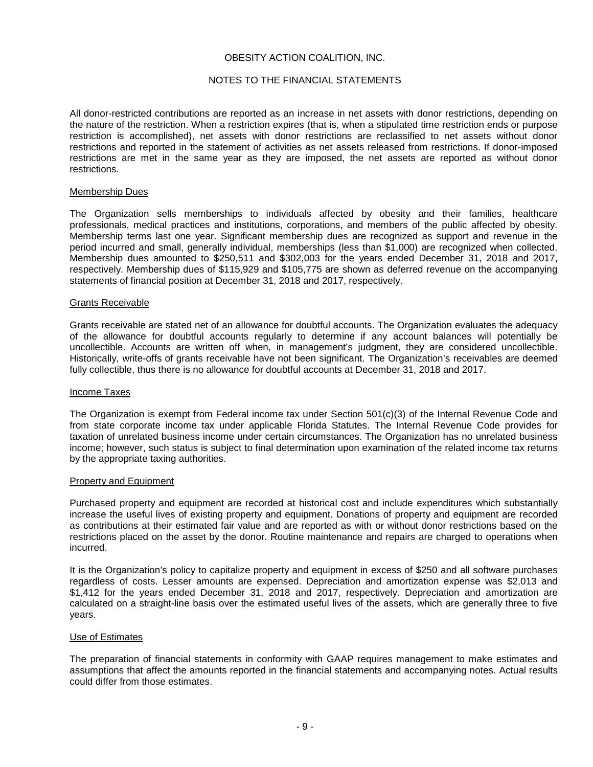OBESITY ACTION COALITION, INC.

NOTES TO THE FINANCIAL STATEMENTS

All donor-restricted contributions are reported as an increase in net assets with donor restrictions, depending on the nature of the restriction. When a restriction expires (that is, when a stipulated time restriction ends or purpose restriction is accomplished), net assets with donor restrictions are reclassified to net assets without donor restrictions and reported in the statement of activities as net assets released from restrictions. If donor-imposed restrictions are met in the same year as they are imposed, the net assets are reported as without donor restrictions.

Membership Dues

The Organization sells memberships to individuals affected by obesity and their families, healthcare professionals, medical practices and institutions, corporations, and members of the public affected by obesity. Membership terms last one year. Significant membership dues are recognized as support and revenue in the period incurred and small, generally individual, memberships (less than $1,000) are recognized when collected. Membership dues amounted to $250,511 and $302,003 for the years ended December 31, 2018 and 2017, respectively. Membership dues of $115,929 and $105,775 are shown as deferred revenue on the accompanying statements of financial position at December 31, 2018 and 2017, respectively.

Grants Receivable

Grants receivable are stated net of an allowance for doubtful accounts. The Organization evaluates the adequacy of the allowance for doubtful accounts regularly to determine if any account balances will potentially be uncollectible. Accounts are written off when, in management's judgment, they are considered uncollectible. Historically, write-offs of grants receivable have not been significant. The Organization's receivables are deemed fully collectible, thus there is no allowance for doubtful accounts at December 31, 2018 and 2017.

Income Taxes

The Organization is exempt from Federal income tax under Section 501(c)(3) of the Internal Revenue Code and from state corporate income tax under applicable Florida Statutes. The Internal Revenue Code provides for taxation of unrelated business income under certain circumstances. The Organization has no unrelated business income; however, such status is subject to final determination upon examination of the related income tax returns by the appropriate taxing authorities.

Property and Equipment

Purchased property and equipment are recorded at historical cost and include expenditures which substantially increase the useful lives of existing property and equipment. Donations of property and equipment are recorded as contributions at their estimated fair value and are reported as with or without donor restrictions based on the restrictions placed on the asset by the donor. Routine maintenance and repairs are charged to operations when incurred.

It is the Organization's policy to capitalize property and equipment in excess of $250 and all software purchases regardless of costs. Lesser amounts are expensed. Depreciation and amortization expense was $2,013 and $1,412 for the years ended December 31, 2018 and 2017, respectively. Depreciation and amortization are calculated on a straight-line basis over the estimated useful lives of the assets, which are generally three to five years.

Use of Estimates

The preparation of financial statements in conformity with GAAP requires management to make estimates and assumptions that affect the amounts reported in the financial statements and accompanying notes. Actual results could differ from those estimates.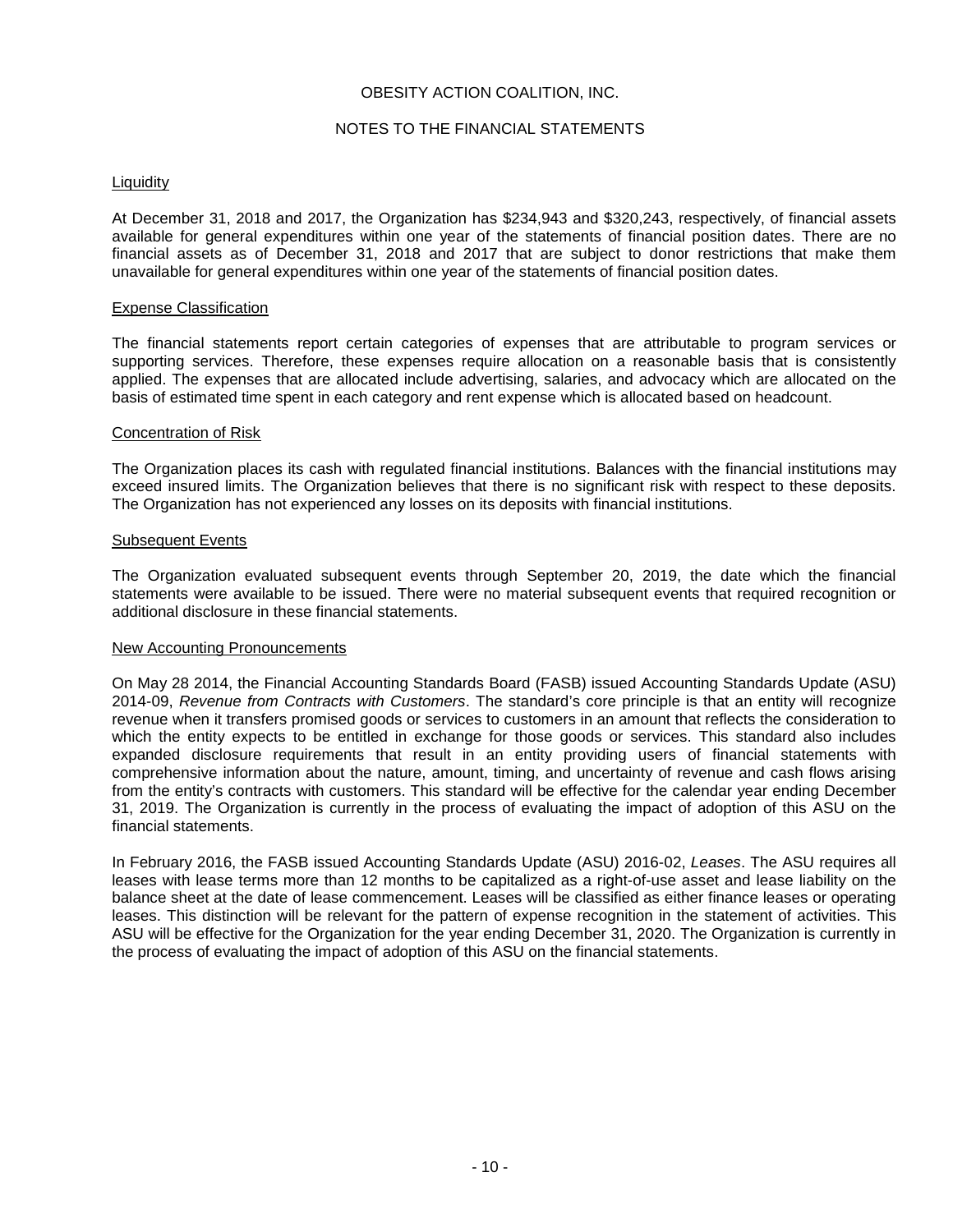OBESITY ACTION COALITION, INC.

NOTES TO THE FINANCIAL STATEMENTS

### Liquidity

At December 31, 2018 and 2017, the Organization has $234,943 and $320,243, respectively, of financial assets available for general expenditures within one year of the statements of financial position dates. There are no financial assets as of December 31, 2018 and 2017 that are subject to donor restrictions that make them unavailable for general expenditures within one year of the statements of financial position dates.

### Expense Classification

The financial statements report certain categories of expenses that are attributable to program services or supporting services. Therefore, these expenses require allocation on a reasonable basis that is consistently applied. The expenses that are allocated include advertising, salaries, and advocacy which are allocated on the basis of estimated time spent in each category and rent expense which is allocated based on headcount.

### Concentration of Risk

The Organization places its cash with regulated financial institutions. Balances with the financial institutions may exceed insured limits. The Organization believes that there is no significant risk with respect to these deposits. The Organization has not experienced any losses on its deposits with financial institutions.

### Subsequent Events

The Organization evaluated subsequent events through September 20, 2019, the date which the financial statements were available to be issued. There were no material subsequent events that required recognition or additional disclosure in these financial statements.

### New Accounting Pronouncements

On May 28 2014, the Financial Accounting Standards Board (FASB) issued Accounting Standards Update (ASU) 2014-09, *Revenue from Contracts with Customers*. The standard's core principle is that an entity will recognize revenue when it transfers promised goods or services to customers in an amount that reflects the consideration to which the entity expects to be entitled in exchange for those goods or services. This standard also includes expanded disclosure requirements that result in an entity providing users of financial statements with comprehensive information about the nature, amount, timing, and uncertainty of revenue and cash flows arising from the entity's contracts with customers. This standard will be effective for the calendar year ending December 31, 2019. The Organization is currently in the process of evaluating the impact of adoption of this ASU on the financial statements.

In February 2016, the FASB issued Accounting Standards Update (ASU) 2016-02, *Leases*. The ASU requires all leases with lease terms more than 12 months to be capitalized as a right-of-use asset and lease liability on the balance sheet at the date of lease commencement. Leases will be classified as either finance leases or operating leases. This distinction will be relevant for the pattern of expense recognition in the statement of activities. This ASU will be effective for the Organization for the year ending December 31, 2020. The Organization is currently in the process of evaluating the impact of adoption of this ASU on the financial statements.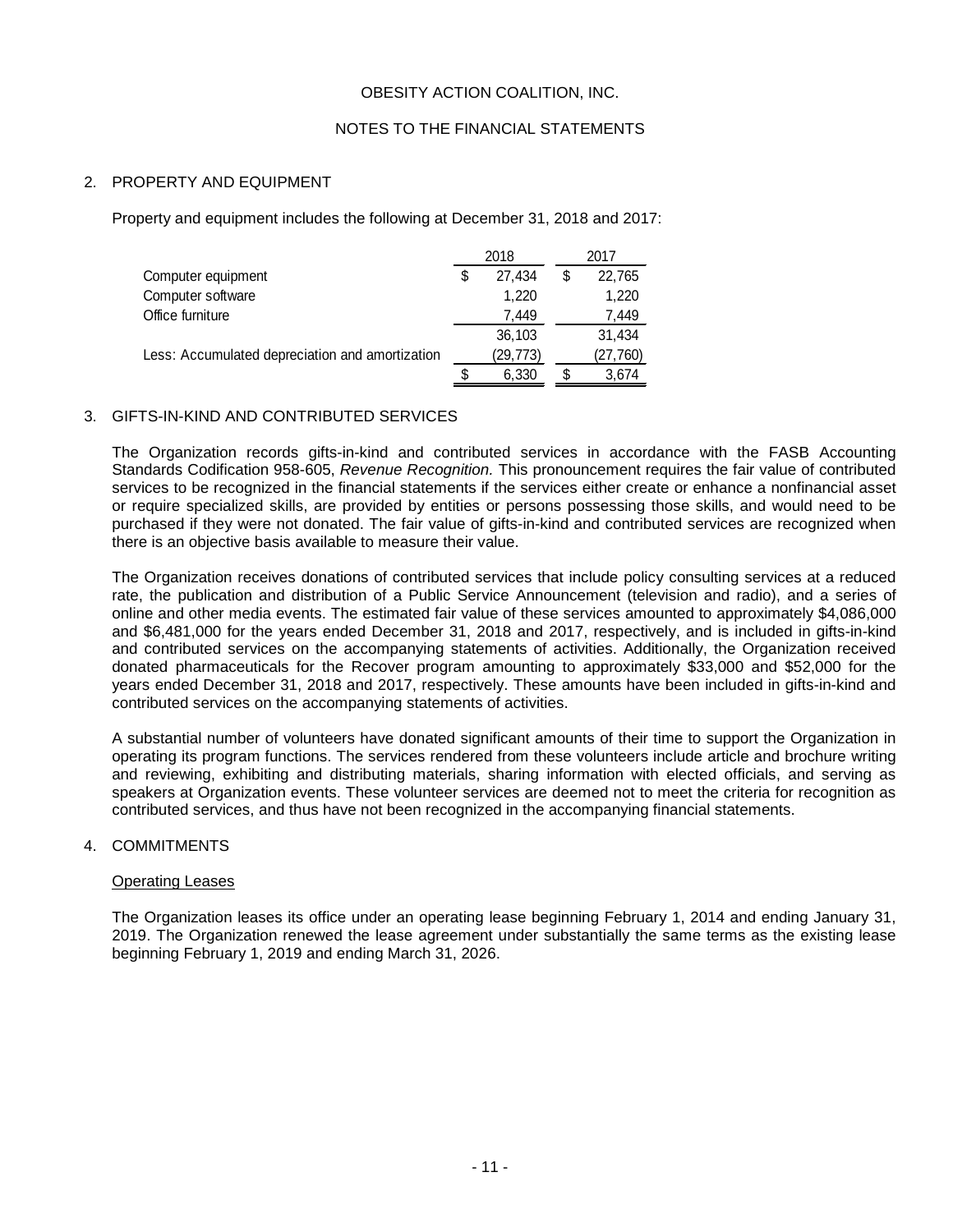OBESITY ACTION COALITION, INC.

NOTES TO THE FINANCIAL STATEMENTS

## 2. PROPERTY AND EQUIPMENT

Property and equipment includes the following at December 31, 2018 and 2017:

| | 2018 | 2017 |
|---|---|---|
| Computer equipment | $ 27,434 | $ 22,765 |
| Computer software | 1,220 | 1,220 |
| Office furniture | 7,449 | 7,449 |
| | 36,103 | 31,434 |
| Less: Accumulated depreciation and amortization | (29,773) | (27,760) |
| | $ 6,330 | $ 3,674 |

## 3. GIFTS-IN-KIND AND CONTRIBUTED SERVICES

The Organization records gifts-in-kind and contributed services in accordance with the FASB Accounting Standards Codification 958-605, *Revenue Recognition.* This pronouncement requires the fair value of contributed services to be recognized in the financial statements if the services either create or enhance a nonfinancial asset or require specialized skills, are provided by entities or persons possessing those skills, and would need to be purchased if they were not donated. The fair value of gifts-in-kind and contributed services are recognized when there is an objective basis available to measure their value.

The Organization receives donations of contributed services that include policy consulting services at a reduced rate, the publication and distribution of a Public Service Announcement (television and radio), and a series of online and other media events. The estimated fair value of these services amounted to approximately $4,086,000 and $6,481,000 for the years ended December 31, 2018 and 2017, respectively, and is included in gifts-in-kind and contributed services on the accompanying statements of activities. Additionally, the Organization received donated pharmaceuticals for the Recover program amounting to approximately $33,000 and $52,000 for the years ended December 31, 2018 and 2017, respectively. These amounts have been included in gifts-in-kind and contributed services on the accompanying statements of activities.

A substantial number of volunteers have donated significant amounts of their time to support the Organization in operating its program functions. The services rendered from these volunteers include article and brochure writing and reviewing, exhibiting and distributing materials, sharing information with elected officials, and serving as speakers at Organization events. These volunteer services are deemed not to meet the criteria for recognition as contributed services, and thus have not been recognized in the accompanying financial statements.

## 4. COMMITMENTS

### Operating Leases

The Organization leases its office under an operating lease beginning February 1, 2014 and ending January 31, 2019. The Organization renewed the lease agreement under substantially the same terms as the existing lease beginning February 1, 2019 and ending March 31, 2026.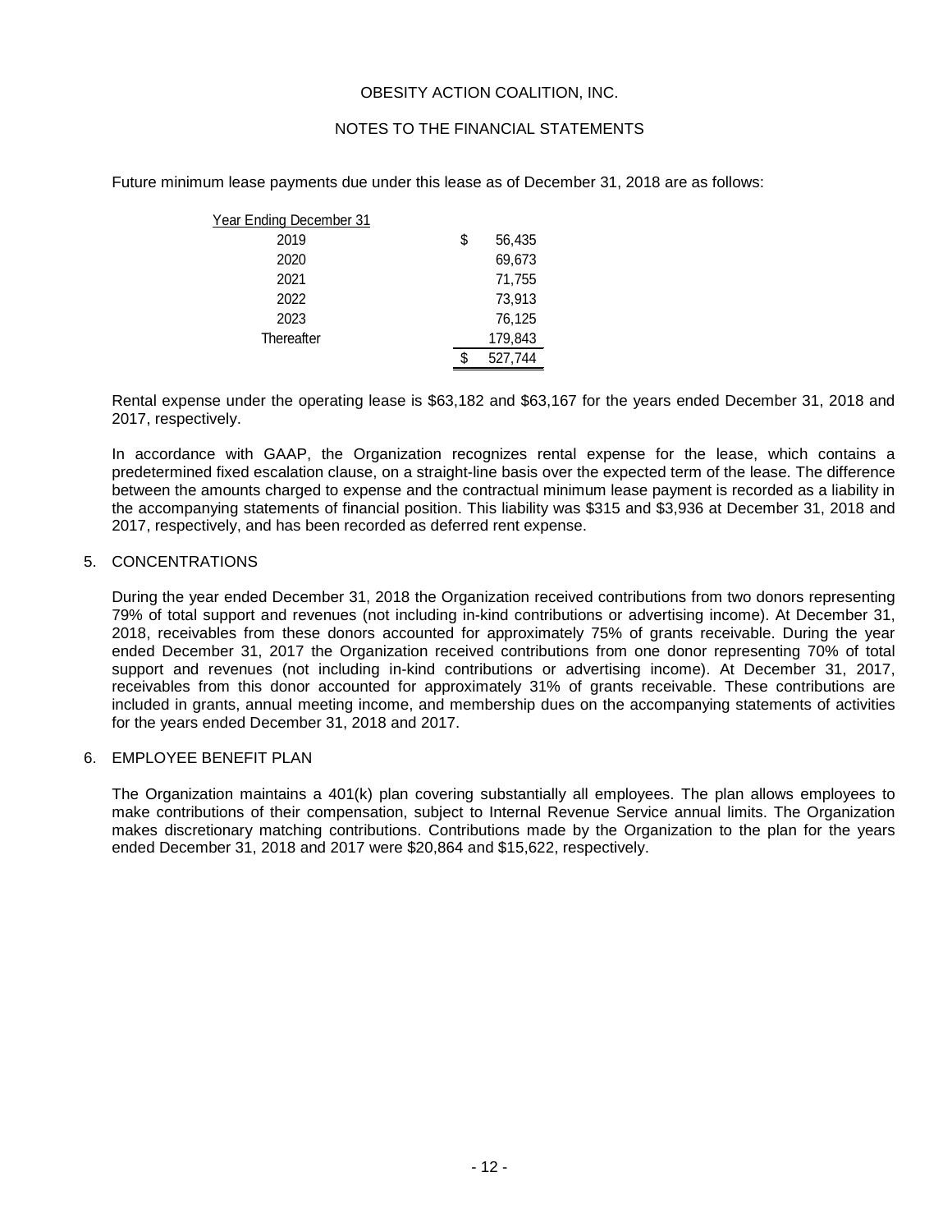Future minimum lease payments due under this lease as of December 31, 2018 are as follows:

| Year Ending December 31 | |
|---|---|
| 2019 | $ 56,435 |
| 2020 | 69,673 |
| 2021 | 71,755 |
| 2022 | 73,913 |
| 2023 | 76,125 |
| Thereafter | 179,843 |
| | $ 527,744 |

Rental expense under the operating lease is $63,182 and $63,167 for the years ended December 31, 2018 and 2017, respectively.

In accordance with GAAP, the Organization recognizes rental expense for the lease, which contains a predetermined fixed escalation clause, on a straight-line basis over the expected term of the lease. The difference between the amounts charged to expense and the contractual minimum lease payment is recorded as a liability in the accompanying statements of financial position. This liability was $315 and $3,936 at December 31, 2018 and 2017, respectively, and has been recorded as deferred rent expense.

## 5. CONCENTRATIONS

During the year ended December 31, 2018 the Organization received contributions from two donors representing 79% of total support and revenues (not including in-kind contributions or advertising income). At December 31, 2018, receivables from these donors accounted for approximately 75% of grants receivable. During the year ended December 31, 2017 the Organization received contributions from one donor representing 70% of total support and revenues (not including in-kind contributions or advertising income). At December 31, 2017, receivables from this donor accounted for approximately 31% of grants receivable. These contributions are included in grants, annual meeting income, and membership dues on the accompanying statements of activities for the years ended December 31, 2018 and 2017.

## 6. EMPLOYEE BENEFIT PLAN

The Organization maintains a 401(k) plan covering substantially all employees. The plan allows employees to make contributions of their compensation, subject to Internal Revenue Service annual limits. The Organization makes discretionary matching contributions. Contributions made by the Organization to the plan for the years ended December 31, 2018 and 2017 were $20,864 and $15,622, respectively.